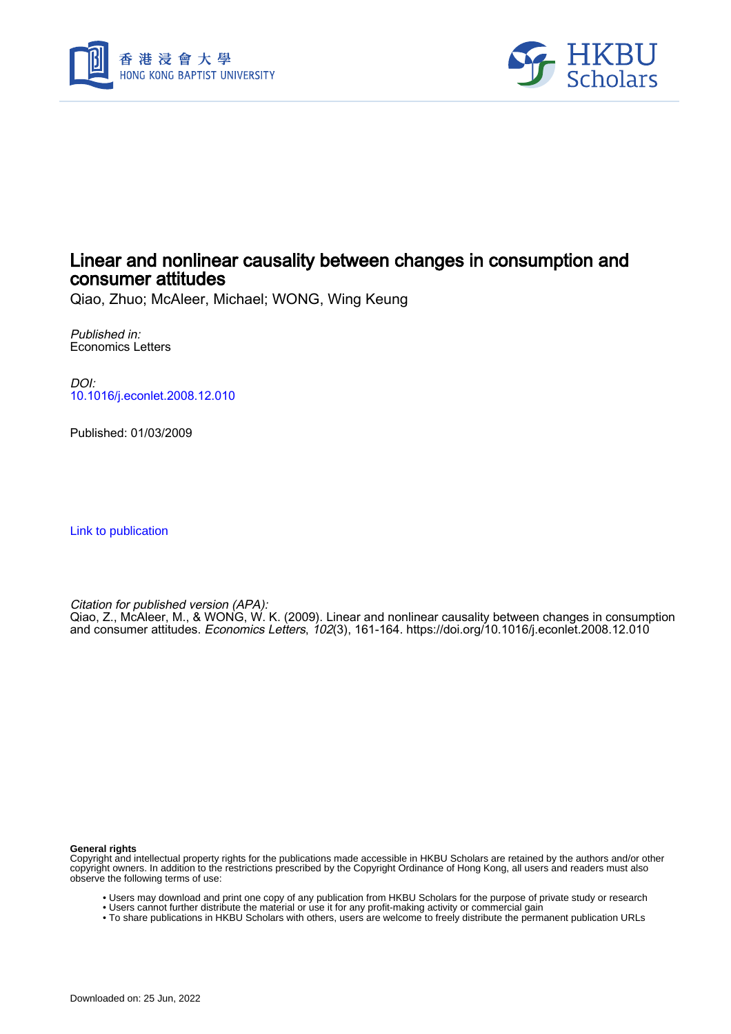# Linear and nonlinear causality between changes in consumption and consumer attitudes

Qiao, Zhuo; McAleer, Michael; WONG, Wing Keung

*Published in:*
Economics Letters

*DOI:*
10.1016/j.econlet.2008.12.010

Published: 01/03/2009

Link to publication

*Citation for published version (APA):*
Qiao, Z., McAleer, M., & WONG, W. K. (2009). Linear and nonlinear causality between changes in consumption and consumer attitudes. *Economics Letters*, *102*(3), 161-164. https://doi.org/10.1016/j.econlet.2008.12.010

**General rights**
Copyright and intellectual property rights for the publications made accessible in HKBU Scholars are retained by the authors and/or other copyright owners. In addition to the restrictions prescribed by the Copyright Ordinance of Hong Kong, all users and readers must also observe the following terms of use:

- Users may download and print one copy of any publication from HKBU Scholars for the purpose of private study or research
- Users cannot further distribute the material or use it for any profit-making activity or commercial gain
- To share publications in HKBU Scholars with others, users are welcome to freely distribute the permanent publication URLs

Downloaded on: 25 Jun, 2022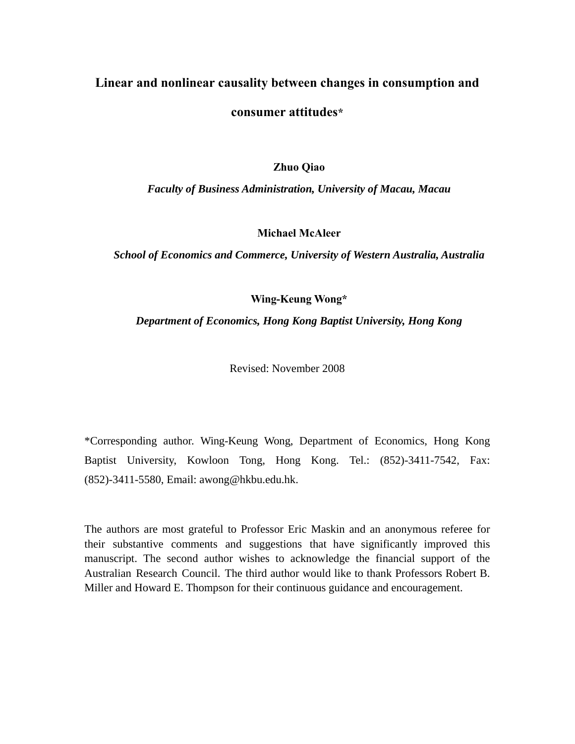# Linear and nonlinear causality between changes in consumption and consumer attitudes*

**Zhuo Qiao**

***Faculty of Business Administration, University of Macau, Macau***

**Michael McAleer**

***School of Economics and Commerce, University of Western Australia, Australia***

**Wing-Keung Wong***

***Department of Economics, Hong Kong Baptist University, Hong Kong***

Revised: November 2008

*Corresponding author. Wing-Keung Wong, Department of Economics, Hong Kong Baptist University, Kowloon Tong, Hong Kong. Tel.: (852)-3411-7542, Fax: (852)-3411-5580, Email: awong@hkbu.edu.hk.

The authors are most grateful to Professor Eric Maskin and an anonymous referee for their substantive comments and suggestions that have significantly improved this manuscript. The second author wishes to acknowledge the financial support of the Australian Research Council. The third author would like to thank Professors Robert B. Miller and Howard E. Thompson for their continuous guidance and encouragement.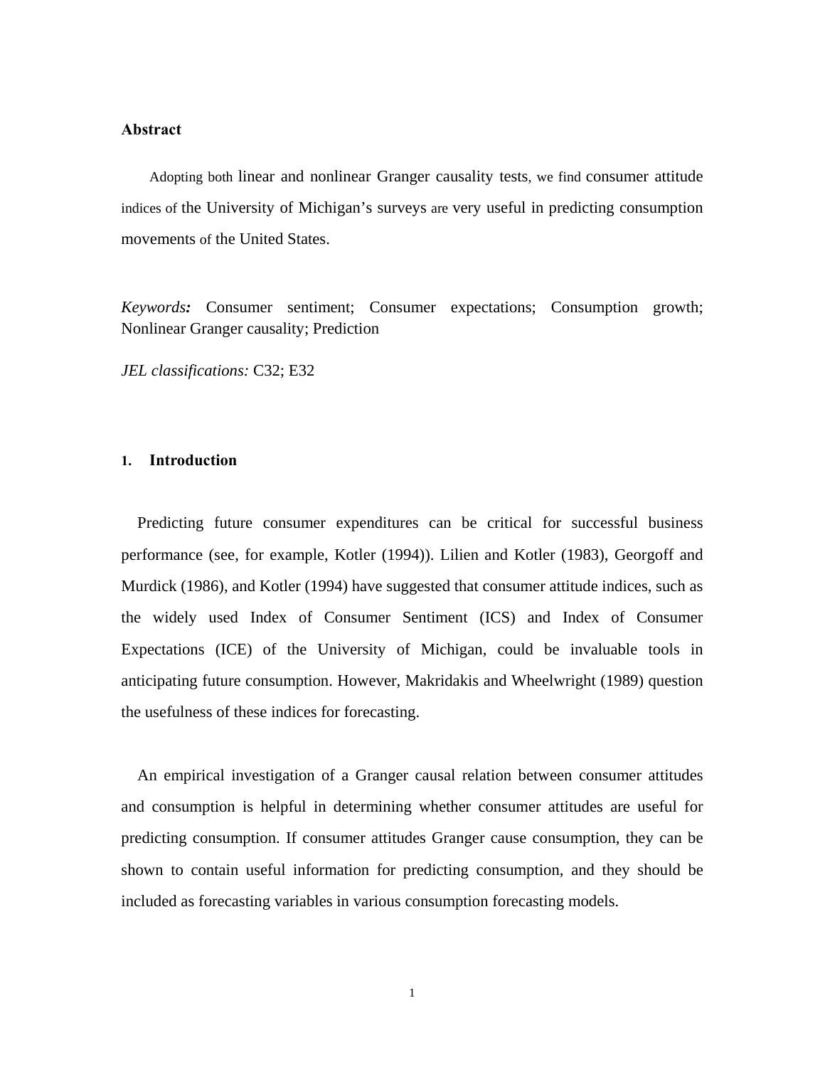## Abstract

Adopting both linear and nonlinear Granger causality tests, we find consumer attitude indices of the University of Michigan's surveys are very useful in predicting consumption movements of the United States.

*Keywords:* Consumer sentiment; Consumer expectations; Consumption growth; Nonlinear Granger causality; Prediction

*JEL classifications:* C32; E32

## 1. Introduction

Predicting future consumer expenditures can be critical for successful business performance (see, for example, Kotler (1994)). Lilien and Kotler (1983), Georgoff and Murdick (1986), and Kotler (1994) have suggested that consumer attitude indices, such as the widely used Index of Consumer Sentiment (ICS) and Index of Consumer Expectations (ICE) of the University of Michigan, could be invaluable tools in anticipating future consumption. However, Makridakis and Wheelwright (1989) question the usefulness of these indices for forecasting.

An empirical investigation of a Granger causal relation between consumer attitudes and consumption is helpful in determining whether consumer attitudes are useful for predicting consumption. If consumer attitudes Granger cause consumption, they can be shown to contain useful information for predicting consumption, and they should be included as forecasting variables in various consumption forecasting models.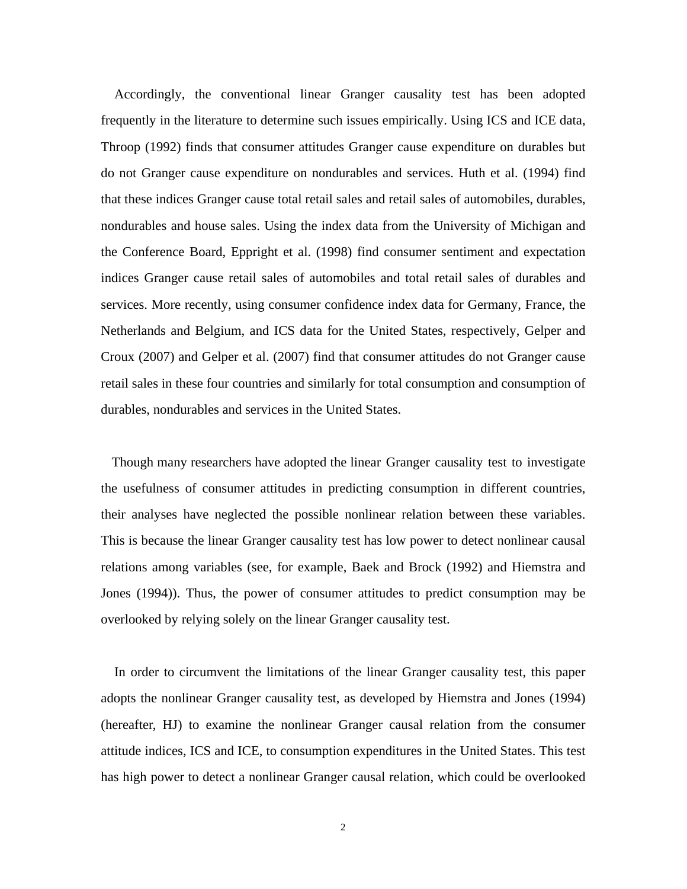Accordingly, the conventional linear Granger causality test has been adopted frequently in the literature to determine such issues empirically. Using ICS and ICE data, Throop (1992) finds that consumer attitudes Granger cause expenditure on durables but do not Granger cause expenditure on nondurables and services. Huth et al. (1994) find that these indices Granger cause total retail sales and retail sales of automobiles, durables, nondurables and house sales. Using the index data from the University of Michigan and the Conference Board, Eppright et al. (1998) find consumer sentiment and expectation indices Granger cause retail sales of automobiles and total retail sales of durables and services. More recently, using consumer confidence index data for Germany, France, the Netherlands and Belgium, and ICS data for the United States, respectively, Gelper and Croux (2007) and Gelper et al. (2007) find that consumer attitudes do not Granger cause retail sales in these four countries and similarly for total consumption and consumption of durables, nondurables and services in the United States.

Though many researchers have adopted the linear Granger causality test to investigate the usefulness of consumer attitudes in predicting consumption in different countries, their analyses have neglected the possible nonlinear relation between these variables. This is because the linear Granger causality test has low power to detect nonlinear causal relations among variables (see, for example, Baek and Brock (1992) and Hiemstra and Jones (1994)). Thus, the power of consumer attitudes to predict consumption may be overlooked by relying solely on the linear Granger causality test.

In order to circumvent the limitations of the linear Granger causality test, this paper adopts the nonlinear Granger causality test, as developed by Hiemstra and Jones (1994) (hereafter, HJ) to examine the nonlinear Granger causal relation from the consumer attitude indices, ICS and ICE, to consumption expenditures in the United States. This test has high power to detect a nonlinear Granger causal relation, which could be overlooked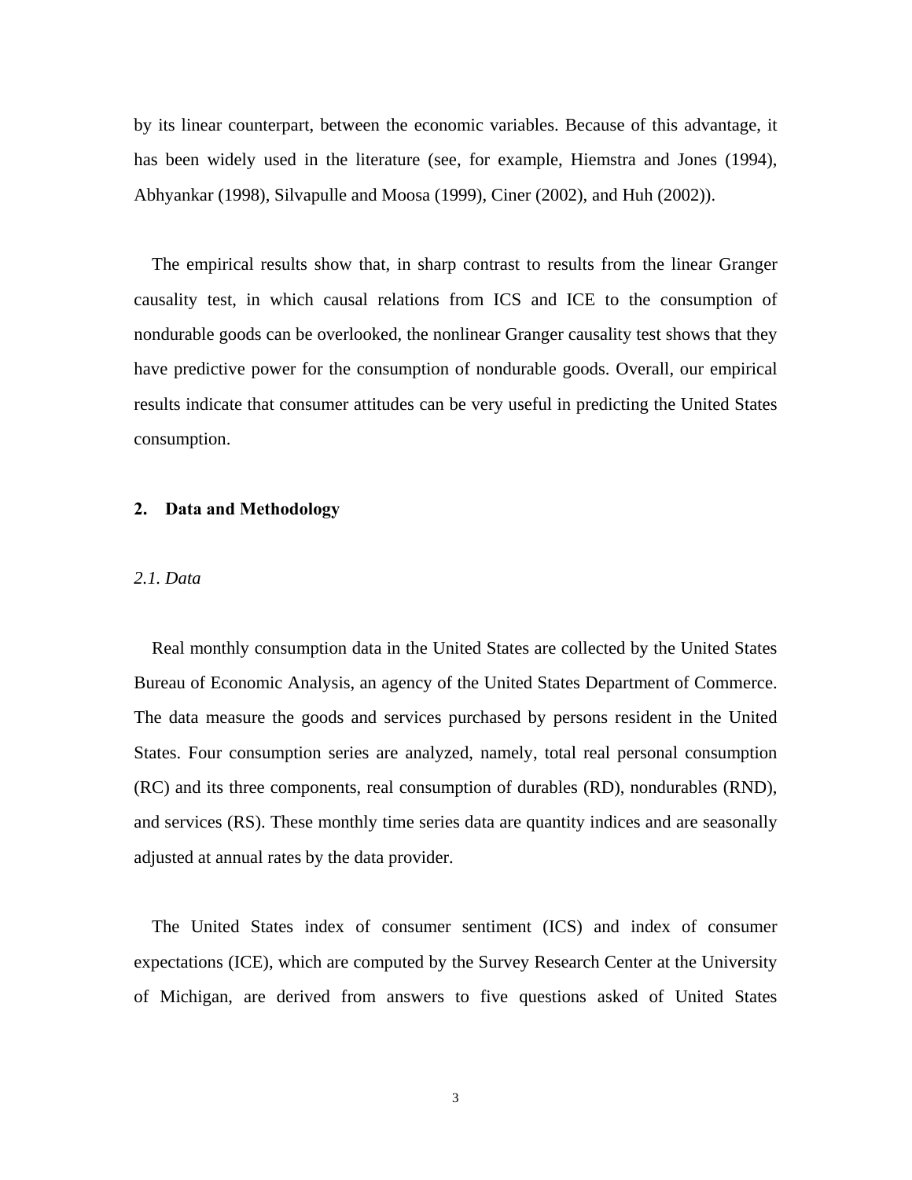by its linear counterpart, between the economic variables. Because of this advantage, it has been widely used in the literature (see, for example, Hiemstra and Jones (1994), Abhyankar (1998), Silvapulle and Moosa (1999), Ciner (2002), and Huh (2002)).

The empirical results show that, in sharp contrast to results from the linear Granger causality test, in which causal relations from ICS and ICE to the consumption of nondurable goods can be overlooked, the nonlinear Granger causality test shows that they have predictive power for the consumption of nondurable goods. Overall, our empirical results indicate that consumer attitudes can be very useful in predicting the United States consumption.

## 2. Data and Methodology

### *2.1. Data*

Real monthly consumption data in the United States are collected by the United States Bureau of Economic Analysis, an agency of the United States Department of Commerce. The data measure the goods and services purchased by persons resident in the United States. Four consumption series are analyzed, namely, total real personal consumption (RC) and its three components, real consumption of durables (RD), nondurables (RND), and services (RS). These monthly time series data are quantity indices and are seasonally adjusted at annual rates by the data provider.

The United States index of consumer sentiment (ICS) and index of consumer expectations (ICE), which are computed by the Survey Research Center at the University of Michigan, are derived from answers to five questions asked of United States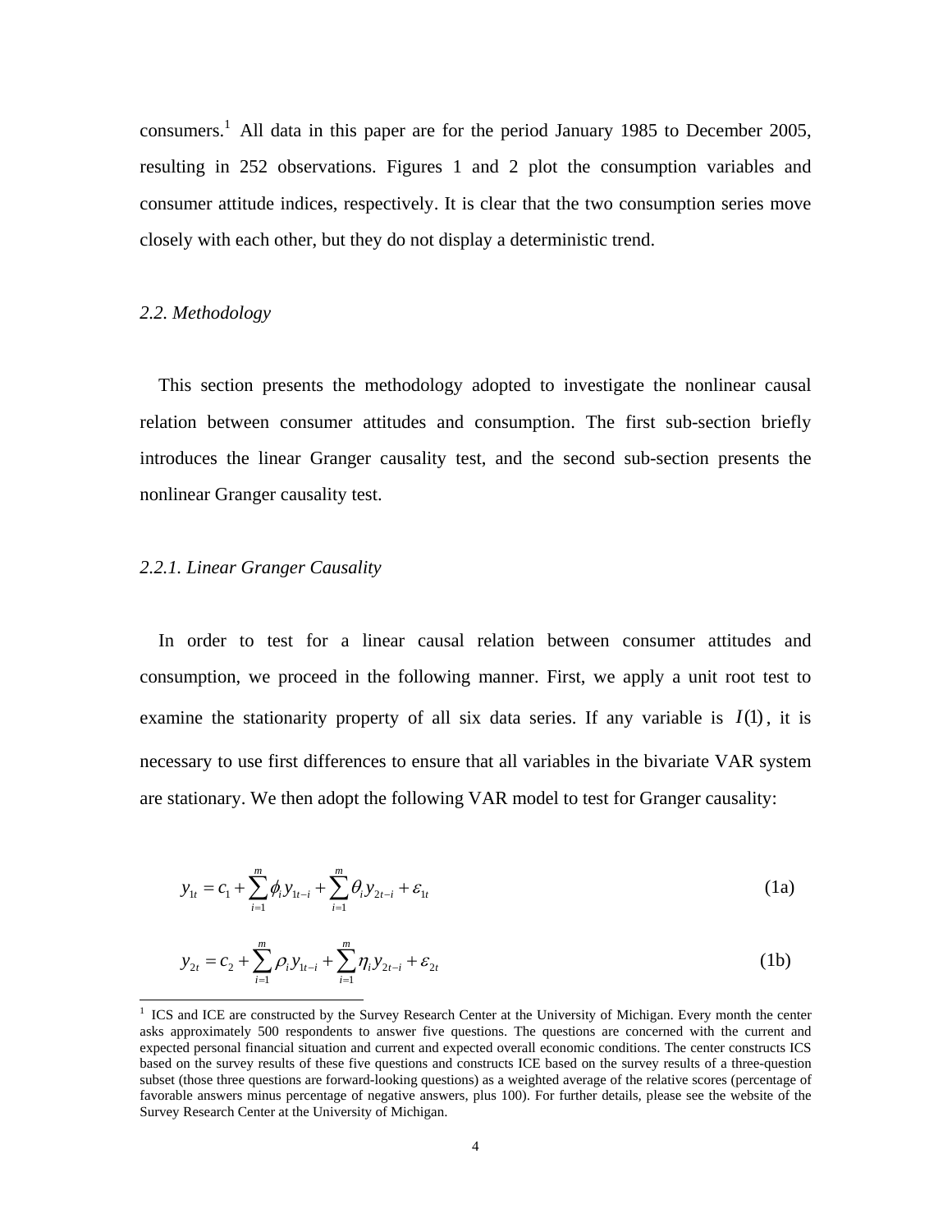consumers.[1] All data in this paper are for the period January 1985 to December 2005, resulting in 252 observations. Figures 1 and 2 plot the consumption variables and consumer attitude indices, respectively. It is clear that the two consumption series move closely with each other, but they do not display a deterministic trend.

### *2.2. Methodology*

This section presents the methodology adopted to investigate the nonlinear causal relation between consumer attitudes and consumption. The first sub-section briefly introduces the linear Granger causality test, and the second sub-section presents the nonlinear Granger causality test.

#### *2.2.1. Linear Granger Causality*

In order to test for a linear causal relation between consumer attitudes and consumption, we proceed in the following manner. First, we apply a unit root test to examine the stationarity property of all six data series. If any variable is $I(1)$, it is necessary to use first differences to ensure that all variables in the bivariate VAR system are stationary. We then adopt the following VAR model to test for Granger causality:

$$y_{1t} = c_1 + \sum_{i=1}^{m} \phi_i y_{1t-i} + \sum_{i=1}^{m} \theta_i y_{2t-i} + \varepsilon_{1t} \tag{1a}$$

$$y_{2t} = c_2 + \sum_{i=1}^{m} \rho_i y_{1t-i} + \sum_{i=1}^{m} \eta_i y_{2t-i} + \varepsilon_{2t} \tag{1b}$$

[1] ICS and ICE are constructed by the Survey Research Center at the University of Michigan. Every month the center asks approximately 500 respondents to answer five questions. The questions are concerned with the current and expected personal financial situation and current and expected overall economic conditions. The center constructs ICS based on the survey results of these five questions and constructs ICE based on the survey results of a three-question subset (those three questions are forward-looking questions) as a weighted average of the relative scores (percentage of favorable answers minus percentage of negative answers, plus 100). For further details, please see the website of the Survey Research Center at the University of Michigan.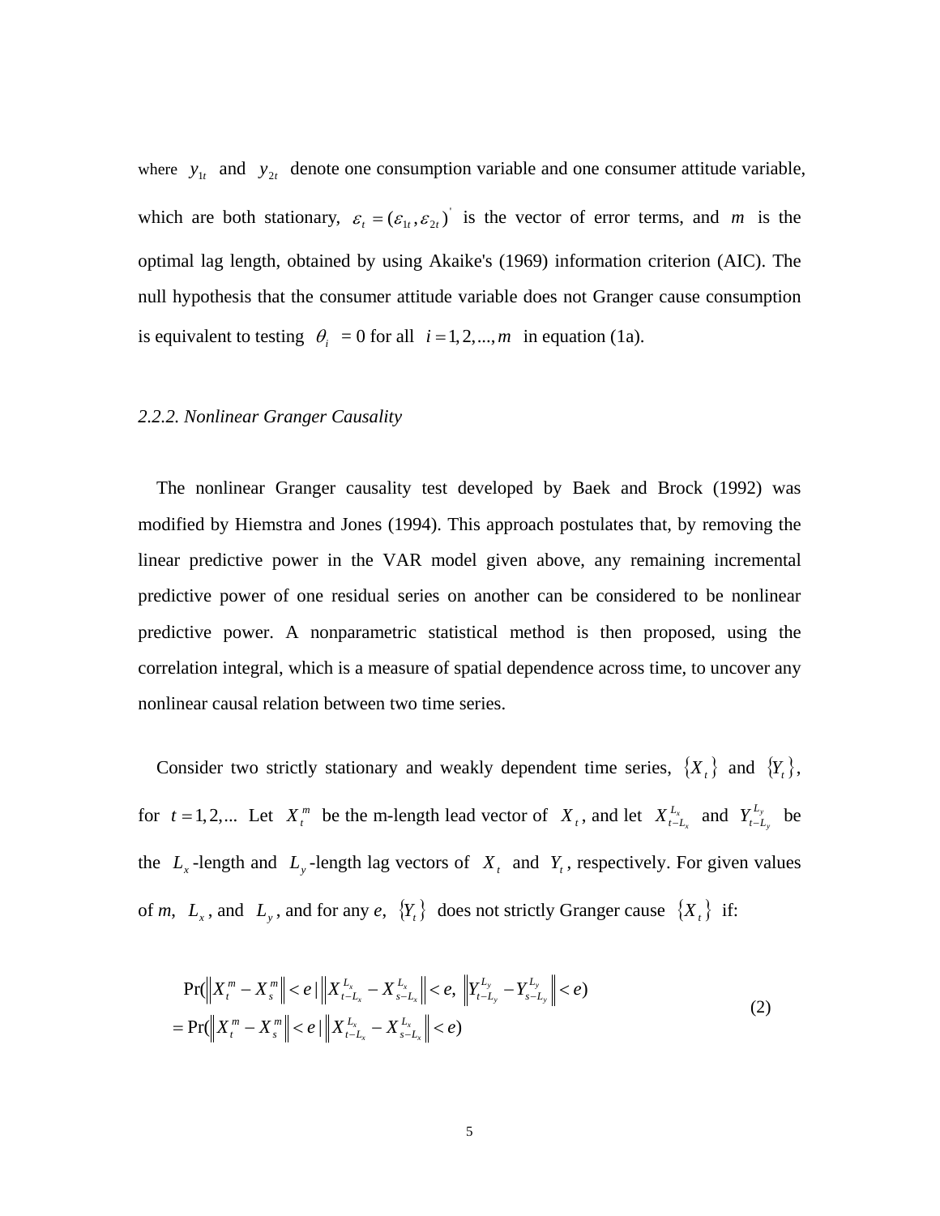where $y_{1t}$ and $y_{2t}$ denote one consumption variable and one consumer attitude variable, which are both stationary, $\varepsilon_t = (\varepsilon_{1t}, \varepsilon_{2t})'$ is the vector of error terms, and $m$ is the optimal lag length, obtained by using Akaike's (1969) information criterion (AIC). The null hypothesis that the consumer attitude variable does not Granger cause consumption is equivalent to testing $\theta_i = 0$ for all $i = 1, 2, ..., m$ in equation (1a).

### *2.2.2. Nonlinear Granger Causality*

The nonlinear Granger causality test developed by Baek and Brock (1992) was modified by Hiemstra and Jones (1994). This approach postulates that, by removing the linear predictive power in the VAR model given above, any remaining incremental predictive power of one residual series on another can be considered to be nonlinear predictive power. A nonparametric statistical method is then proposed, using the correlation integral, which is a measure of spatial dependence across time, to uncover any nonlinear causal relation between two time series.

Consider two strictly stationary and weakly dependent time series, $\{X_t\}$ and $\{Y_t\}$, for $t = 1, 2, ...$ Let $X_t^m$ be the m-length lead vector of $X_t$, and let $X_{t-L_x}^{L_x}$ and $Y_{t-L_y}^{L_y}$ be the $L_x$-length and $L_y$-length lag vectors of $X_t$ and $Y_t$, respectively. For given values of *m*, $L_x$, and $L_y$, and for any *e*, $\{Y_t\}$ does not strictly Granger cause $\{X_t\}$ if:

$$
\begin{aligned}
&\Pr(\left\| X_t^m - X_s^m \right\| < e \mid \left\| X_{t-L_x}^{L_x} - X_{s-L_x}^{L_x} \right\| < e,\ \left\| Y_{t-L_y}^{L_y} - Y_{s-L_y}^{L_y} \right\| < e) \\
&= \Pr(\left\| X_t^m - X_s^m \right\| < e \mid \left\| X_{t-L_x}^{L_x} - X_{s-L_x}^{L_x} \right\| < e)
\end{aligned} \tag{2}
$$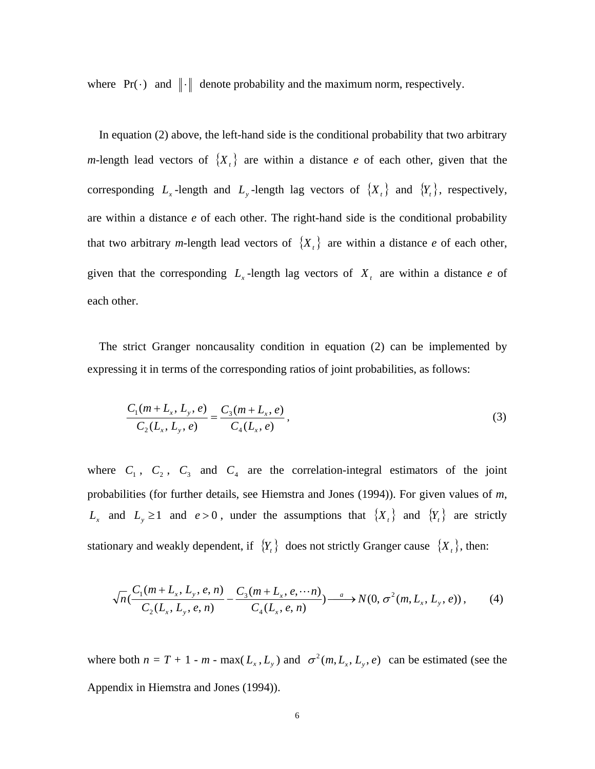where $\Pr(\cdot)$ and $\|\cdot\|$ denote probability and the maximum norm, respectively.

In equation (2) above, the left-hand side is the conditional probability that two arbitrary *m*-length lead vectors of $\{X_t\}$ are within a distance *e* of each other, given that the corresponding $L_x$-length and $L_y$-length lag vectors of $\{X_t\}$ and $\{Y_t\}$, respectively, are within a distance *e* of each other. The right-hand side is the conditional probability that two arbitrary *m*-length lead vectors of $\{X_t\}$ are within a distance *e* of each other, given that the corresponding $L_x$-length lag vectors of $X_t$ are within a distance *e* of each other.

The strict Granger noncausality condition in equation (2) can be implemented by expressing it in terms of the corresponding ratios of joint probabilities, as follows:

$$\frac{C_1(m+L_x,\, L_y,\, e)}{C_2(L_x,\, L_y,\, e)} = \frac{C_3(m+L_x,\, e)}{C_4(L_x,\, e)}\,, \tag{3}$$

where $C_1$, $C_2$, $C_3$ and $C_4$ are the correlation-integral estimators of the joint probabilities (for further details, see Hiemstra and Jones (1994)). For given values of *m*, $L_x$ and $L_y \geq 1$ and $e > 0$, under the assumptions that $\{X_t\}$ and $\{Y_t\}$ are strictly stationary and weakly dependent, if $\{Y_t\}$ does not strictly Granger cause $\{X_t\}$, then:

$$\sqrt{n}\left(\frac{C_1(m+L_x,\, L_y,\, e,\, n)}{C_2(L_x,\, L_y,\, e,\, n)} - \frac{C_3(m+L_x,\, e,\cdots n)}{C_4(L_x,\, e,\, n)}\right) \xrightarrow{\;a\;} N(0,\, \sigma^2(m, L_x, L_y, e))\,, \tag{4}$$

where both $n = T + 1 - m - \max(L_x, L_y)$ and $\sigma^2(m, L_x, L_y, e)$ can be estimated (see the Appendix in Hiemstra and Jones (1994)).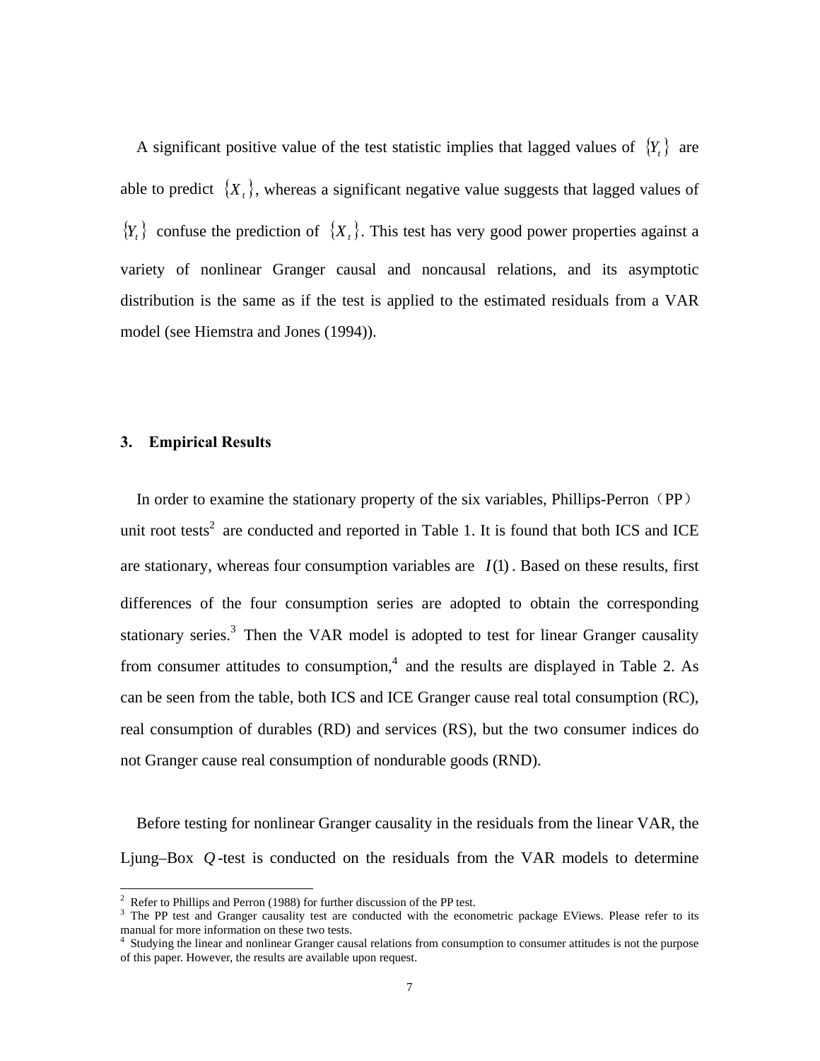A significant positive value of the test statistic implies that lagged values of $\{Y_t\}$ are able to predict $\{X_t\}$, whereas a significant negative value suggests that lagged values of $\{Y_t\}$ confuse the prediction of $\{X_t\}$. This test has very good power properties against a variety of nonlinear Granger causal and noncausal relations, and its asymptotic distribution is the same as if the test is applied to the estimated residuals from a VAR model (see Hiemstra and Jones (1994)).

## 3. Empirical Results

In order to examine the stationary property of the six variables, Phillips-Perron（PP）unit root tests[2] are conducted and reported in Table 1. It is found that both ICS and ICE are stationary, whereas four consumption variables are $I(1)$. Based on these results, first differences of the four consumption series are adopted to obtain the corresponding stationary series.[3] Then the VAR model is adopted to test for linear Granger causality from consumer attitudes to consumption,[4] and the results are displayed in Table 2. As can be seen from the table, both ICS and ICE Granger cause real total consumption (RC), real consumption of durables (RD) and services (RS), but the two consumer indices do not Granger cause real consumption of nondurable goods (RND).

Before testing for nonlinear Granger causality in the residuals from the linear VAR, the Ljung–Box $Q$-test is conducted on the residuals from the VAR models to determine

---

[2] Refer to Phillips and Perron (1988) for further discussion of the PP test.

[3] The PP test and Granger causality test are conducted with the econometric package EViews. Please refer to its manual for more information on these two tests.

[4] Studying the linear and nonlinear Granger causal relations from consumption to consumer attitudes is not the purpose of this paper. However, the results are available upon request.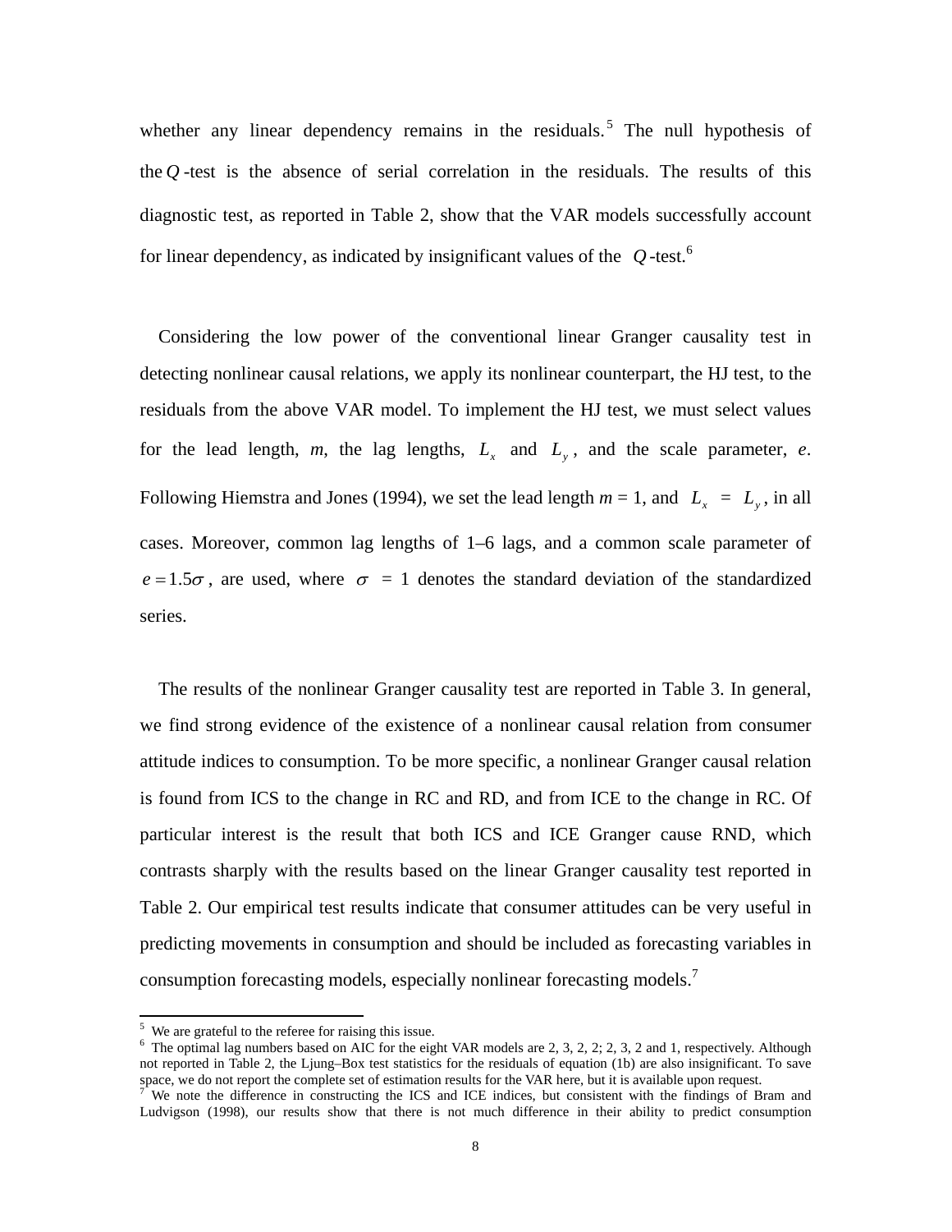whether any linear dependency remains in the residuals.[5] The null hypothesis of the $Q$-test is the absence of serial correlation in the residuals. The results of this diagnostic test, as reported in Table 2, show that the VAR models successfully account for linear dependency, as indicated by insignificant values of the $Q$-test.[6]

Considering the low power of the conventional linear Granger causality test in detecting nonlinear causal relations, we apply its nonlinear counterpart, the HJ test, to the residuals from the above VAR model. To implement the HJ test, we must select values for the lead length, *m*, the lag lengths, $L_x$ and $L_y$, and the scale parameter, *e*. Following Hiemstra and Jones (1994), we set the lead length *m* = 1, and $L_x = L_y$, in all cases. Moreover, common lag lengths of 1–6 lags, and a common scale parameter of $e = 1.5\sigma$, are used, where $\sigma = 1$ denotes the standard deviation of the standardized series.

The results of the nonlinear Granger causality test are reported in Table 3. In general, we find strong evidence of the existence of a nonlinear causal relation from consumer attitude indices to consumption. To be more specific, a nonlinear Granger causal relation is found from ICS to the change in RC and RD, and from ICE to the change in RC. Of particular interest is the result that both ICS and ICE Granger cause RND, which contrasts sharply with the results based on the linear Granger causality test reported in Table 2. Our empirical test results indicate that consumer attitudes can be very useful in predicting movements in consumption and should be included as forecasting variables in consumption forecasting models, especially nonlinear forecasting models.[7]

---

[5] We are grateful to the referee for raising this issue.

[6] The optimal lag numbers based on AIC for the eight VAR models are 2, 3, 2, 2; 2, 3, 2 and 1, respectively. Although not reported in Table 2, the Ljung–Box test statistics for the residuals of equation (1b) are also insignificant. To save space, we do not report the complete set of estimation results for the VAR here, but it is available upon request.

[7] We note the difference in constructing the ICS and ICE indices, but consistent with the findings of Bram and Ludvigson (1998), our results show that there is not much difference in their ability to predict consumption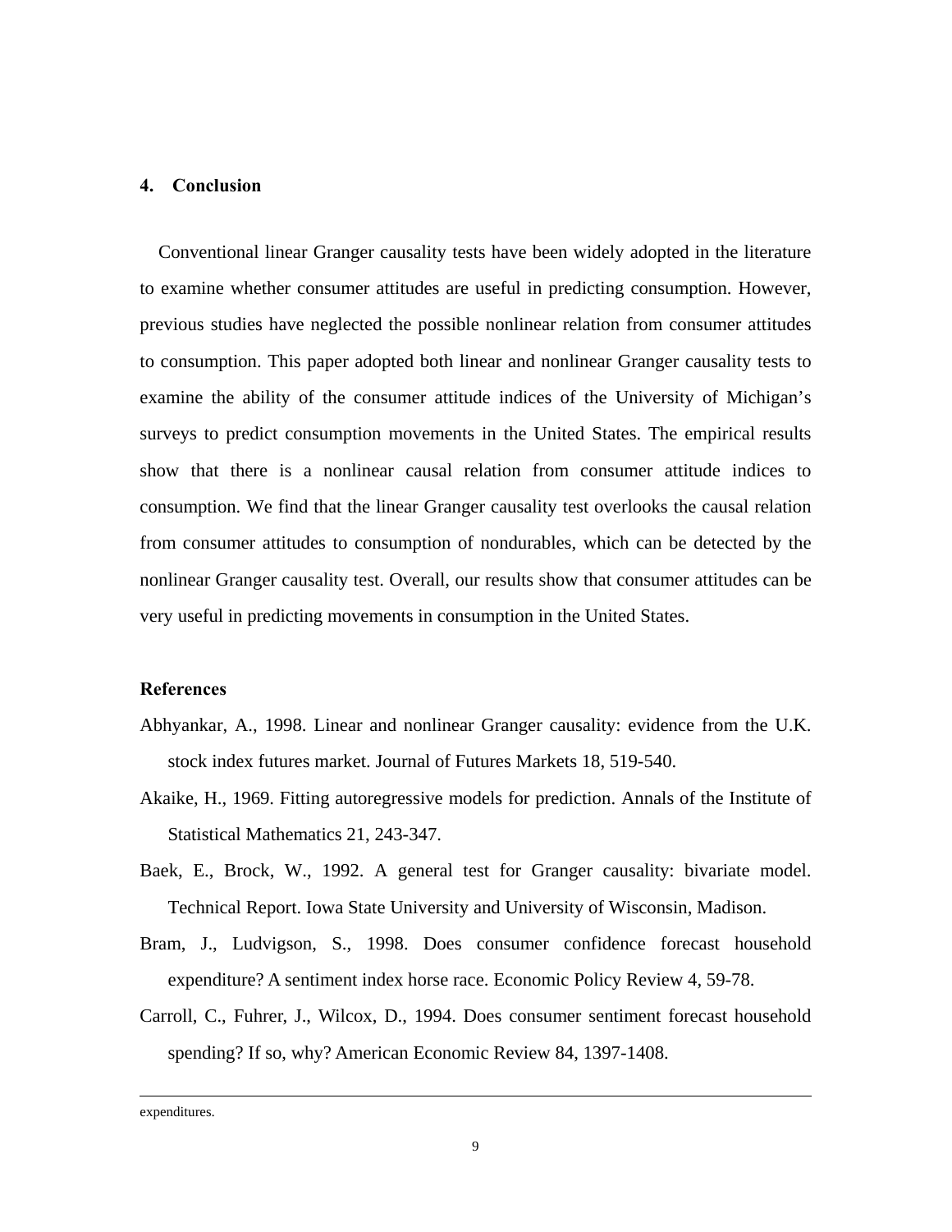## 4. Conclusion

Conventional linear Granger causality tests have been widely adopted in the literature to examine whether consumer attitudes are useful in predicting consumption. However, previous studies have neglected the possible nonlinear relation from consumer attitudes to consumption. This paper adopted both linear and nonlinear Granger causality tests to examine the ability of the consumer attitude indices of the University of Michigan's surveys to predict consumption movements in the United States. The empirical results show that there is a nonlinear causal relation from consumer attitude indices to consumption. We find that the linear Granger causality test overlooks the causal relation from consumer attitudes to consumption of nondurables, which can be detected by the nonlinear Granger causality test. Overall, our results show that consumer attitudes can be very useful in predicting movements in consumption in the United States.

## References

Abhyankar, A., 1998. Linear and nonlinear Granger causality: evidence from the U.K. stock index futures market. Journal of Futures Markets 18, 519-540.

Akaike, H., 1969. Fitting autoregressive models for prediction. Annals of the Institute of Statistical Mathematics 21, 243-347.

Baek, E., Brock, W., 1992. A general test for Granger causality: bivariate model. Technical Report. Iowa State University and University of Wisconsin, Madison.

Bram, J., Ludvigson, S., 1998. Does consumer confidence forecast household expenditure? A sentiment index horse race. Economic Policy Review 4, 59-78.

Carroll, C., Fuhrer, J., Wilcox, D., 1994. Does consumer sentiment forecast household spending? If so, why? American Economic Review 84, 1397-1408.

expenditures.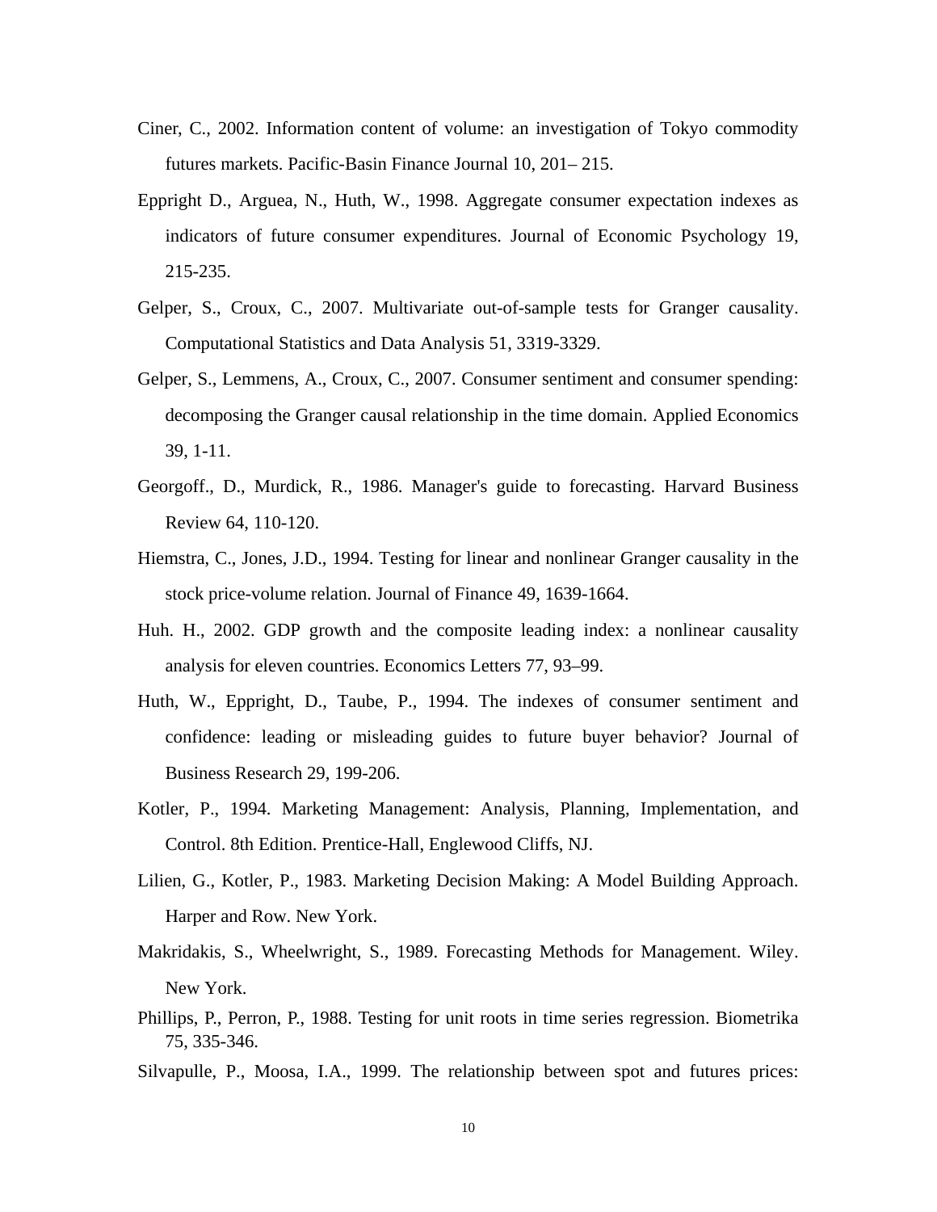Ciner, C., 2002. Information content of volume: an investigation of Tokyo commodity futures markets. Pacific-Basin Finance Journal 10, 201– 215.

Eppright D., Arguea, N., Huth, W., 1998. Aggregate consumer expectation indexes as indicators of future consumer expenditures. Journal of Economic Psychology 19, 215-235.

Gelper, S., Croux, C., 2007. Multivariate out-of-sample tests for Granger causality. Computational Statistics and Data Analysis 51, 3319-3329.

Gelper, S., Lemmens, A., Croux, C., 2007. Consumer sentiment and consumer spending: decomposing the Granger causal relationship in the time domain. Applied Economics 39, 1-11.

Georgoff., D., Murdick, R., 1986. Manager's guide to forecasting. Harvard Business Review 64, 110-120.

Hiemstra, C., Jones, J.D., 1994. Testing for linear and nonlinear Granger causality in the stock price-volume relation. Journal of Finance 49, 1639-1664.

Huh. H., 2002. GDP growth and the composite leading index: a nonlinear causality analysis for eleven countries. Economics Letters 77, 93–99.

Huth, W., Eppright, D., Taube, P., 1994. The indexes of consumer sentiment and confidence: leading or misleading guides to future buyer behavior? Journal of Business Research 29, 199-206.

Kotler, P., 1994. Marketing Management: Analysis, Planning, Implementation, and Control. 8th Edition. Prentice-Hall, Englewood Cliffs, NJ.

Lilien, G., Kotler, P., 1983. Marketing Decision Making: A Model Building Approach. Harper and Row. New York.

Makridakis, S., Wheelwright, S., 1989. Forecasting Methods for Management. Wiley. New York.

Phillips, P., Perron, P., 1988. Testing for unit roots in time series regression. Biometrika 75, 335-346.

Silvapulle, P., Moosa, I.A., 1999. The relationship between spot and futures prices: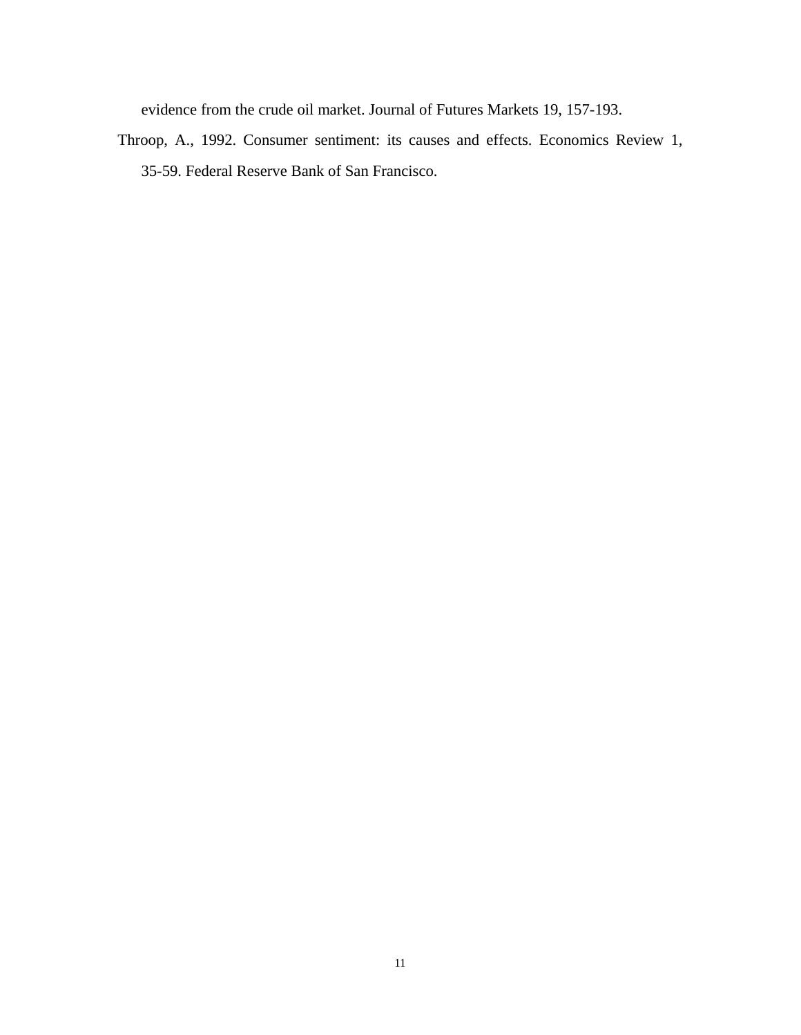evidence from the crude oil market. Journal of Futures Markets 19, 157-193.

Throop, A., 1992. Consumer sentiment: its causes and effects. Economics Review 1, 35-59. Federal Reserve Bank of San Francisco.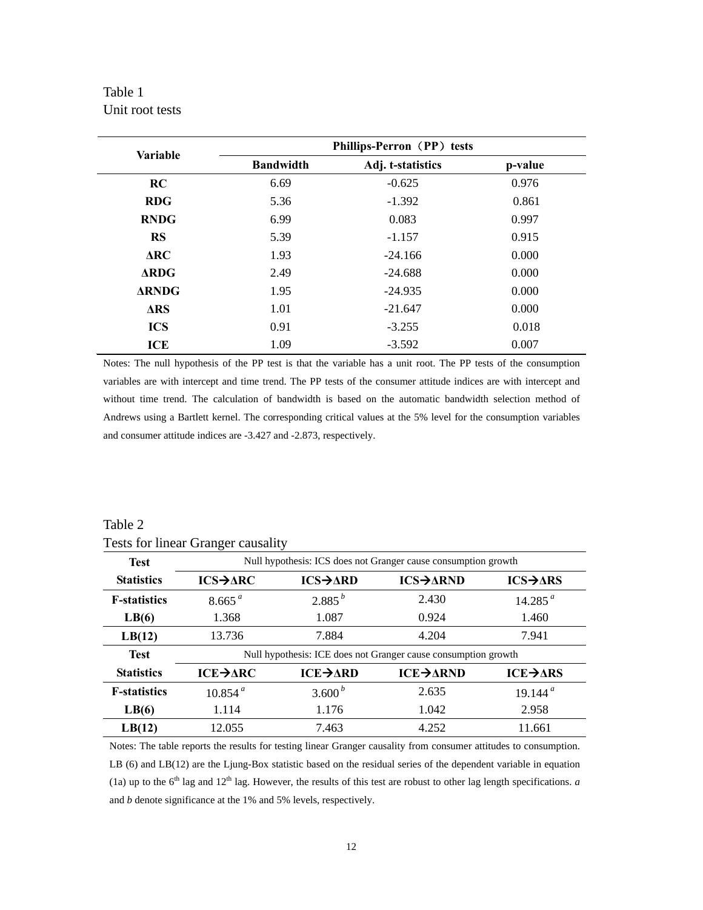Table 1
Unit root tests

| Variable | Phillips-Perron（PP）tests | | |
|---|---|---|---|
| | Bandwidth | Adj. t-statistics | p-value |
| **RC** | 6.69 | -0.625 | 0.976 |
| **RDG** | 5.36 | -1.392 | 0.861 |
| **RNDG** | 6.99 | 0.083 | 0.997 |
| **RS** | 5.39 | -1.157 | 0.915 |
| **ΔRC** | 1.93 | -24.166 | 0.000 |
| **ΔRDG** | 2.49 | -24.688 | 0.000 |
| **ΔRNDG** | 1.95 | -24.935 | 0.000 |
| **ΔRS** | 1.01 | -21.647 | 0.000 |
| **ICS** | 0.91 | -3.255 | 0.018 |
| **ICE** | 1.09 | -3.592 | 0.007 |

Notes: The null hypothesis of the PP test is that the variable has a unit root. The PP tests of the consumption variables are with intercept and time trend. The PP tests of the consumer attitude indices are with intercept and without time trend. The calculation of bandwidth is based on the automatic bandwidth selection method of Andrews using a Bartlett kernel. The corresponding critical values at the 5% level for the consumption variables and consumer attitude indices are -3.427 and -2.873, respectively.

Table 2
Tests for linear Granger causality

| Test | Null hypothesis: ICS does not Granger cause consumption growth | | | |
|---|---|---|---|---|
| **Statistics** | **ICS→ΔRC** | **ICS→ΔRD** | **ICS→ΔRND** | **ICS→ΔRS** |
| **F-statistics** | 8.665 [a] | 2.885 [b] | 2.430 | 14.285 [a] |
| **LB(6)** | 1.368 | 1.087 | 0.924 | 1.460 |
| **LB(12)** | 13.736 | 7.884 | 4.204 | 7.941 |
| **Test** | Null hypothesis: ICE does not Granger cause consumption growth | | | |
| **Statistics** | **ICE→ΔRC** | **ICE→ΔRD** | **ICE→ΔRND** | **ICE→ΔRS** |
| **F-statistics** | 10.854 [a] | 3.600 [b] | 2.635 | 19.144 [a] |
| **LB(6)** | 1.114 | 1.176 | 1.042 | 2.958 |
| **LB(12)** | 12.055 | 7.463 | 4.252 | 11.661 |

Notes: The table reports the results for testing linear Granger causality from consumer attitudes to consumption. LB (6) and LB(12) are the Ljung-Box statistic based on the residual series of the dependent variable in equation (1a) up to the 6[th] lag and 12[th] lag. However, the results of this test are robust to other lag length specifications. *a* and *b* denote significance at the 1% and 5% levels, respectively.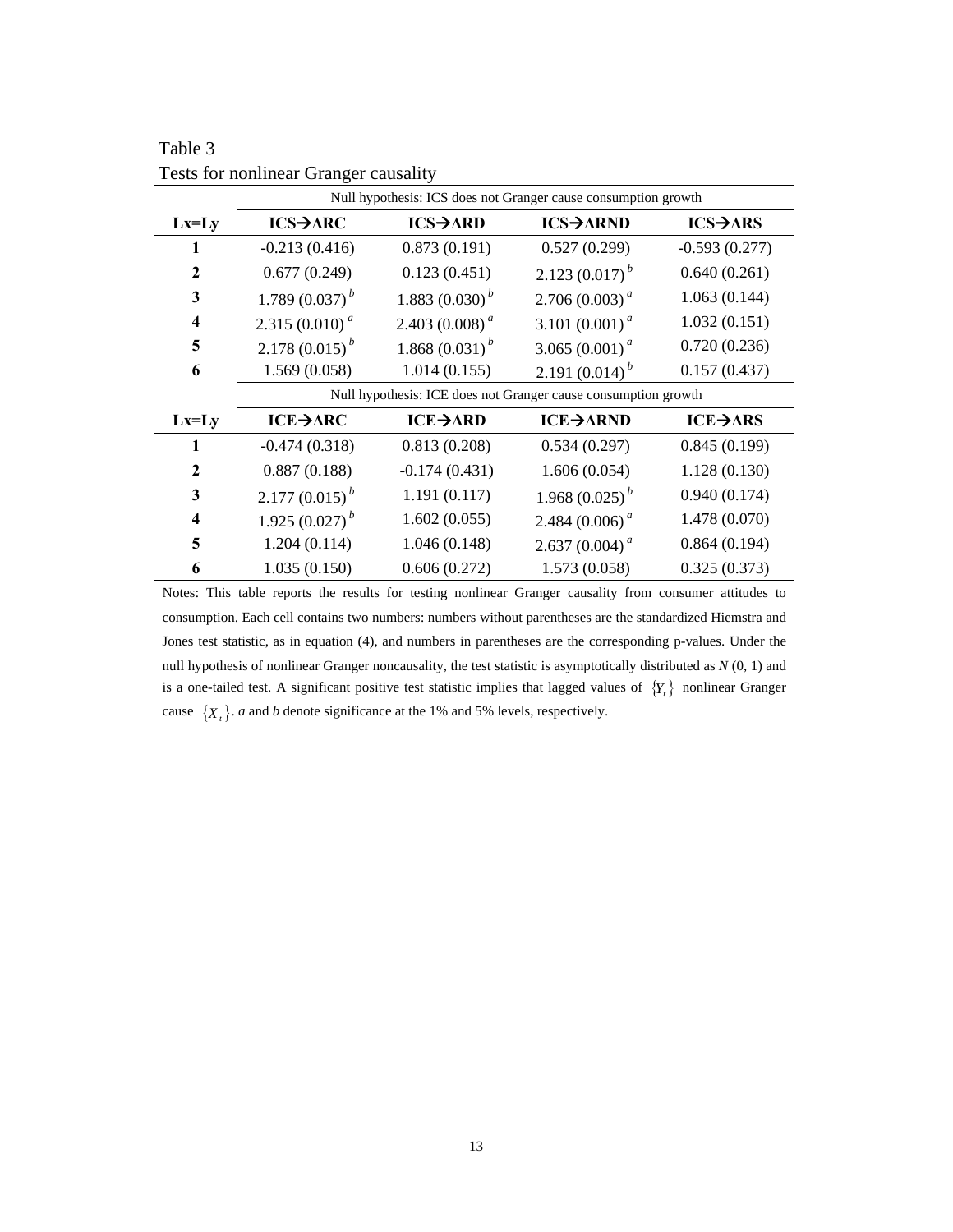Table 3

Tests for nonlinear Granger causality

| | Null hypothesis: ICS does not Granger cause consumption growth | | | |
|---|---|---|---|---|
| **Lx=Ly** | **ICS→ΔRC** | **ICS→ΔRD** | **ICS→ΔRND** | **ICS→ΔRS** |
| **1** | -0.213 (0.416) | 0.873 (0.191) | 0.527 (0.299) | -0.593 (0.277) |
| **2** | 0.677 (0.249) | 0.123 (0.451) | 2.123 (0.017) [b] | 0.640 (0.261) |
| **3** | 1.789 (0.037) [b] | 1.883 (0.030) [b] | 2.706 (0.003) [a] | 1.063 (0.144) |
| **4** | 2.315 (0.010) [a] | 2.403 (0.008) [a] | 3.101 (0.001) [a] | 1.032 (0.151) |
| **5** | 2.178 (0.015) [b] | 1.868 (0.031) [b] | 3.065 (0.001) [a] | 0.720 (0.236) |
| **6** | 1.569 (0.058) | 1.014 (0.155) | 2.191 (0.014) [b] | 0.157 (0.437) |
| | Null hypothesis: ICE does not Granger cause consumption growth | | | |
| **Lx=Ly** | **ICE→ΔRC** | **ICE→ΔRD** | **ICE→ΔRND** | **ICE→ΔRS** |
| **1** | -0.474 (0.318) | 0.813 (0.208) | 0.534 (0.297) | 0.845 (0.199) |
| **2** | 0.887 (0.188) | -0.174 (0.431) | 1.606 (0.054) | 1.128 (0.130) |
| **3** | 2.177 (0.015) [b] | 1.191 (0.117) | 1.968 (0.025) [b] | 0.940 (0.174) |
| **4** | 1.925 (0.027) [b] | 1.602 (0.055) | 2.484 (0.006) [a] | 1.478 (0.070) |
| **5** | 1.204 (0.114) | 1.046 (0.148) | 2.637 (0.004) [a] | 0.864 (0.194) |
| **6** | 1.035 (0.150) | 0.606 (0.272) | 1.573 (0.058) | 0.325 (0.373) |

Notes: This table reports the results for testing nonlinear Granger causality from consumer attitudes to consumption. Each cell contains two numbers: numbers without parentheses are the standardized Hiemstra and Jones test statistic, as in equation (4), and numbers in parentheses are the corresponding p-values. Under the null hypothesis of nonlinear Granger noncausality, the test statistic is asymptotically distributed as $N(0, 1)$ and is a one-tailed test. A significant positive test statistic implies that lagged values of $\{Y_t\}$ nonlinear Granger cause $\{X_t\}$. *a* and *b* denote significance at the 1% and 5% levels, respectively.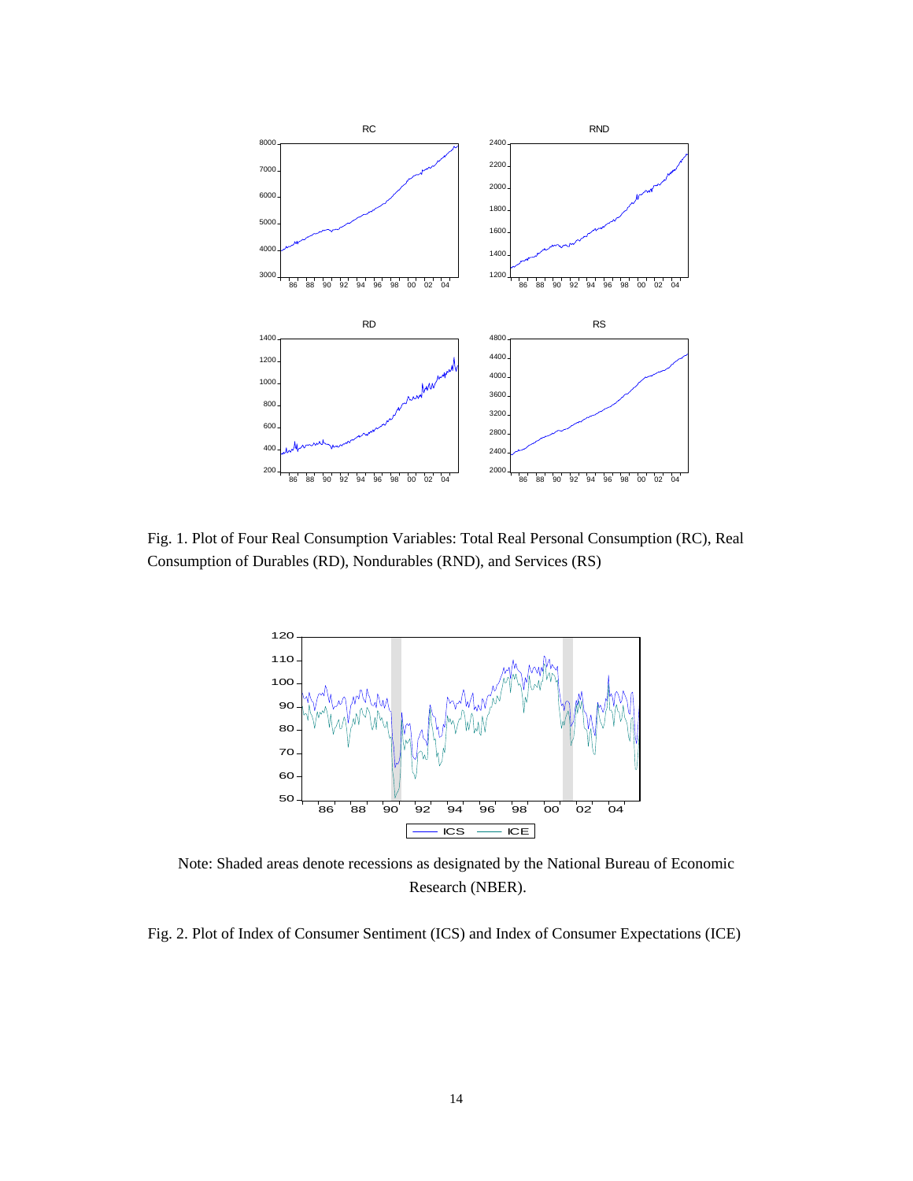RC

8000
7000
6000
5000
4000
3000

86 88 90 92 94 96 98 00 02 04

RND

2400
2200
2000
1800
1600
1400
1200

86 88 90 92 94 96 98 00 02 04

RD

1400
1200
1000
800
600
400
200

86 88 90 92 94 96 98 00 02 04

RS

4800
4400
4000
3600
3200
2800
2400
2000

86 88 90 92 94 96 98 00 02 04

Fig. 1. Plot of Four Real Consumption Variables: Total Real Personal Consumption (RC), Real Consumption of Durables (RD), Nondurables (RND), and Services (RS)

120
110
100
90
80
70
60
50

86 88 90 92 94 96 98 00 02 04

ICS ICE

Note: Shaded areas denote recessions as designated by the National Bureau of Economic Research (NBER).

Fig. 2. Plot of Index of Consumer Sentiment (ICS) and Index of Consumer Expectations (ICE)